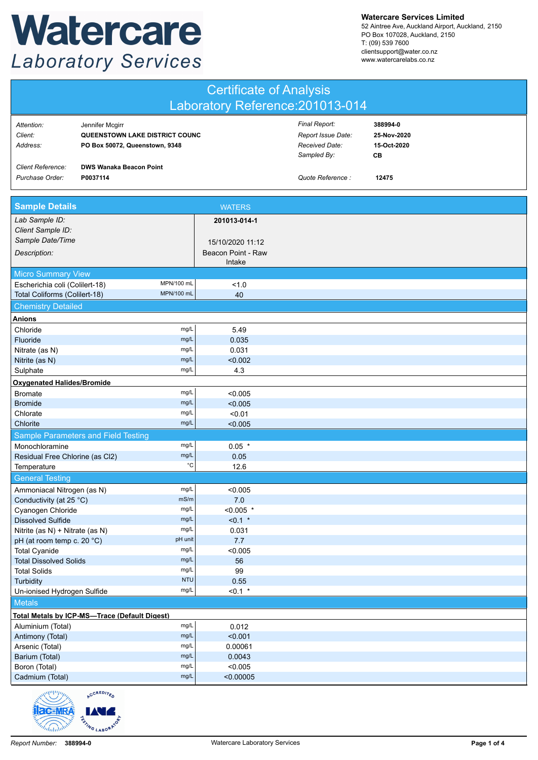# Watercare Laboratory Services

**Watercare Services Limited**
52 Aintree Ave, Auckland Airport, Auckland, 2150
PO Box 107028, Auckland, 2150
T: (09) 539 7600
clientsupport@water.co.nz
www.watercarelabs.co.nz

## Certificate of Analysis
## Laboratory Reference:201013-014

| | | | |
|---|---|---|---|
| *Attention:* | Jennifer Mcgirr | *Final Report:* | **388994-0** |
| *Client:* | **QUEENSTOWN LAKE DISTRICT COUNC** | *Report Issue Date:* | **25-Nov-2020** |
| *Address:* | **PO Box 50072, Queenstown, 9348** | *Received Date:* | **15-Oct-2020** |
| | | *Sampled By:* | **CB** |
| *Client Reference:* | **DWS Wanaka Beacon Point** | | |
| *Purchase Order:* | **P0037114** | *Quote Reference :* | **12475** |

## Sample Details — WATERS

| | | |
|---|---|---|
| *Lab Sample ID:* | | **201013-014-1** |
| *Client Sample ID:* | | |
| *Sample Date/Time* | | 15/10/2020 11:12 |
| *Description:* | | Beacon Point - Raw Intake |
| **Micro Summary View** | | |
| Escherichia coli (Colilert-18) | MPN/100 mL | <1.0 |
| Total Coliforms (Colilert-18) | MPN/100 mL | 40 |
| **Chemistry Detailed** | | |
| **Anions** | | |
| Chloride | mg/L | 5.49 |
| Fluoride | mg/L | 0.035 |
| Nitrate (as N) | mg/L | 0.031 |
| Nitrite (as N) | mg/L | <0.002 |
| Sulphate | mg/L | 4.3 |
| **Oxygenated Halides/Bromide** | | |
| Bromate | mg/L | <0.005 |
| Bromide | mg/L | <0.005 |
| Chlorate | mg/L | <0.01 |
| Chlorite | mg/L | <0.005 |
| **Sample Parameters and Field Testing** | | |
| Monochloramine | mg/L | 0.05 * |
| Residual Free Chlorine (as Cl2) | mg/L | 0.05 |
| Temperature | °C | 12.6 |
| **General Testing** | | |
| Ammoniacal Nitrogen (as N) | mg/L | <0.005 |
| Conductivity (at 25 °C) | mS/m | 7.0 |
| Cyanogen Chloride | mg/L | <0.005 * |
| Dissolved Sulfide | mg/L | <0.1 * |
| Nitrite (as N) + Nitrate (as N) | mg/L | 0.031 |
| pH (at room temp c. 20 °C) | pH unit | 7.7 |
| Total Cyanide | mg/L | <0.005 |
| Total Dissolved Solids | mg/L | 56 |
| Total Solids | mg/L | 99 |
| Turbidity | NTU | 0.55 |
| Un-ionised Hydrogen Sulfide | mg/L | <0.1 * |
| **Metals** | | |
| **Total Metals by ICP-MS—Trace (Default Digest)** | | |
| Aluminium (Total) | mg/L | 0.012 |
| Antimony (Total) | mg/L | <0.001 |
| Arsenic (Total) | mg/L | 0.00061 |
| Barium (Total) | mg/L | 0.0043 |
| Boron (Total) | mg/L | <0.005 |
| Cadmium (Total) | mg/L | <0.00005 |

*Report Number:* **388994-0** — Watercare Laboratory Services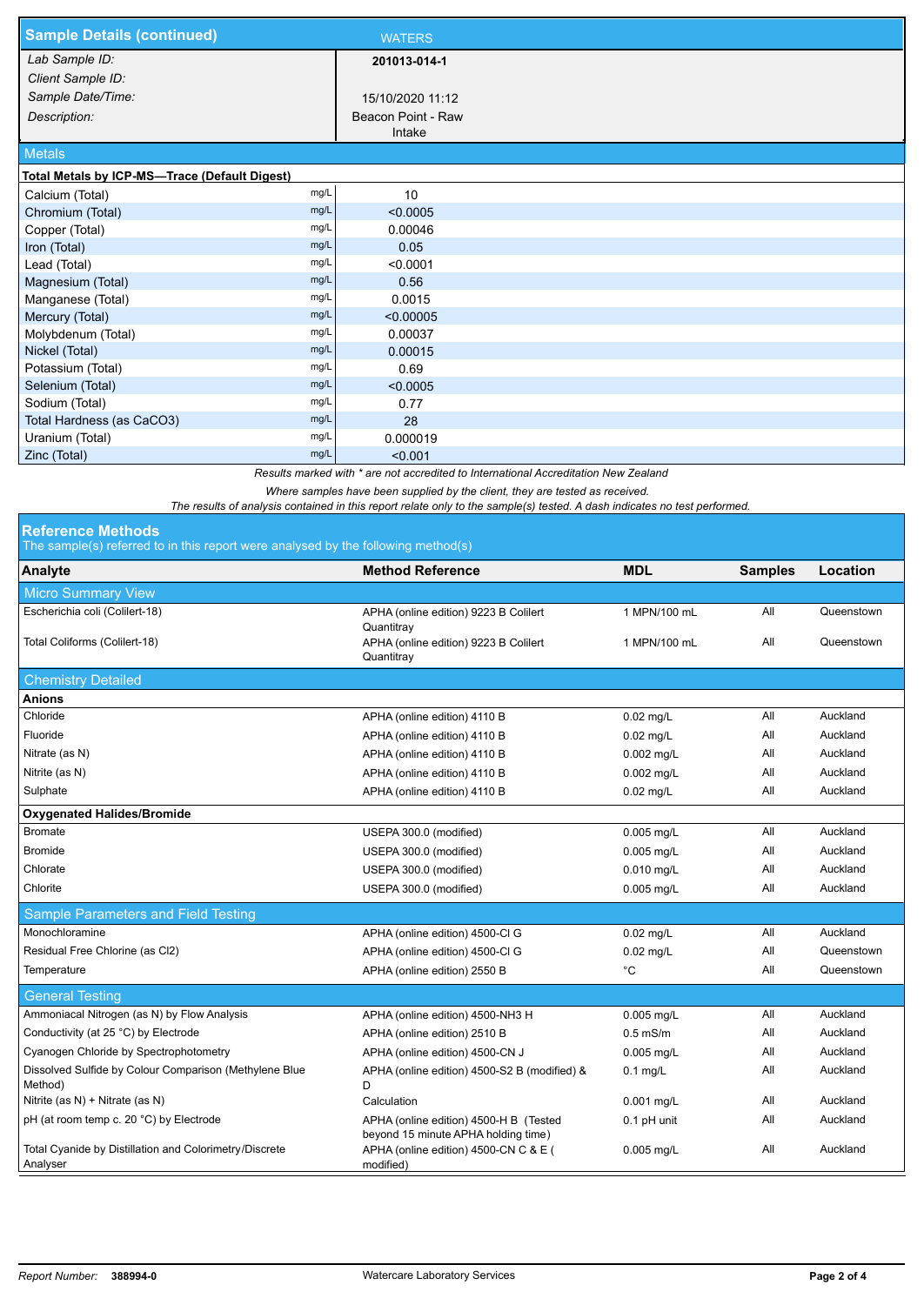## Sample Details (continued)

| | WATERS |
|---|---|
| *Lab Sample ID:* | **201013-014-1** |
| *Client Sample ID:* | |
| *Sample Date/Time:* | 15/10/2020 11:12 |
| *Description:* | Beacon Point - Raw Intake |

### Metals

**Total Metals by ICP-MS—Trace (Default Digest)**

| Analyte | Units | 201013-014-1 |
|---|---|---|
| Calcium (Total) | mg/L | 10 |
| Chromium (Total) | mg/L | <0.0005 |
| Copper (Total) | mg/L | 0.00046 |
| Iron (Total) | mg/L | 0.05 |
| Lead (Total) | mg/L | <0.0001 |
| Magnesium (Total) | mg/L | 0.56 |
| Manganese (Total) | mg/L | 0.0015 |
| Mercury (Total) | mg/L | <0.00005 |
| Molybdenum (Total) | mg/L | 0.00037 |
| Nickel (Total) | mg/L | 0.00015 |
| Potassium (Total) | mg/L | 0.69 |
| Selenium (Total) | mg/L | <0.0005 |
| Sodium (Total) | mg/L | 0.77 |
| Total Hardness (as CaCO3) | mg/L | 28 |
| Uranium (Total) | mg/L | 0.000019 |
| Zinc (Total) | mg/L | <0.001 |

*Results marked with * are not accredited to International Accreditation New Zealand*

*Where samples have been supplied by the client, they are tested as received.*

*The results of analysis contained in this report relate only to the sample(s) tested. A dash indicates no test performed.*

## Reference Methods

The sample(s) referred to in this report were analysed by the following method(s)

| Analyte | Method Reference | MDL | Samples | Location |
|---|---|---|---|---|
| **Micro Summary View** | | | | |
| Escherichia coli (Colilert-18) | APHA (online edition) 9223 B Colilert Quantitray | 1 MPN/100 mL | All | Queenstown |
| Total Coliforms (Colilert-18) | APHA (online edition) 9223 B Colilert Quantitray | 1 MPN/100 mL | All | Queenstown |
| **Chemistry Detailed** | | | | |
| **Anions** | | | | |
| Chloride | APHA (online edition) 4110 B | 0.02 mg/L | All | Auckland |
| Fluoride | APHA (online edition) 4110 B | 0.02 mg/L | All | Auckland |
| Nitrate (as N) | APHA (online edition) 4110 B | 0.002 mg/L | All | Auckland |
| Nitrite (as N) | APHA (online edition) 4110 B | 0.002 mg/L | All | Auckland |
| Sulphate | APHA (online edition) 4110 B | 0.02 mg/L | All | Auckland |
| **Oxygenated Halides/Bromide** | | | | |
| Bromate | USEPA 300.0 (modified) | 0.005 mg/L | All | Auckland |
| Bromide | USEPA 300.0 (modified) | 0.005 mg/L | All | Auckland |
| Chlorate | USEPA 300.0 (modified) | 0.010 mg/L | All | Auckland |
| Chlorite | USEPA 300.0 (modified) | 0.005 mg/L | All | Auckland |
| **Sample Parameters and Field Testing** | | | | |
| Monochloramine | APHA (online edition) 4500-Cl G | 0.02 mg/L | All | Auckland |
| Residual Free Chlorine (as Cl2) | APHA (online edition) 4500-Cl G | 0.02 mg/L | All | Queenstown |
| Temperature | APHA (online edition) 2550 B | °C | All | Queenstown |
| **General Testing** | | | | |
| Ammoniacal Nitrogen (as N) by Flow Analysis | APHA (online edition) 4500-NH3 H | 0.005 mg/L | All | Auckland |
| Conductivity (at 25 °C) by Electrode | APHA (online edition) 2510 B | 0.5 mS/m | All | Auckland |
| Cyanogen Chloride by Spectrophotometry | APHA (online edition) 4500-CN J | 0.005 mg/L | All | Auckland |
| Dissolved Sulfide by Colour Comparison (Methylene Blue Method) | APHA (online edition) 4500-S2 B (modified) & D | 0.1 mg/L | All | Auckland |
| Nitrite (as N) + Nitrate (as N) | Calculation | 0.001 mg/L | All | Auckland |
| pH (at room temp c. 20 °C) by Electrode | APHA (online edition) 4500-H B (Tested beyond 15 minute APHA holding time) | 0.1 pH unit | All | Auckland |
| Total Cyanide by Distillation and Colorimetry/Discrete Analyser | APHA (online edition) 4500-CN C & E ( modified) | 0.005 mg/L | All | Auckland |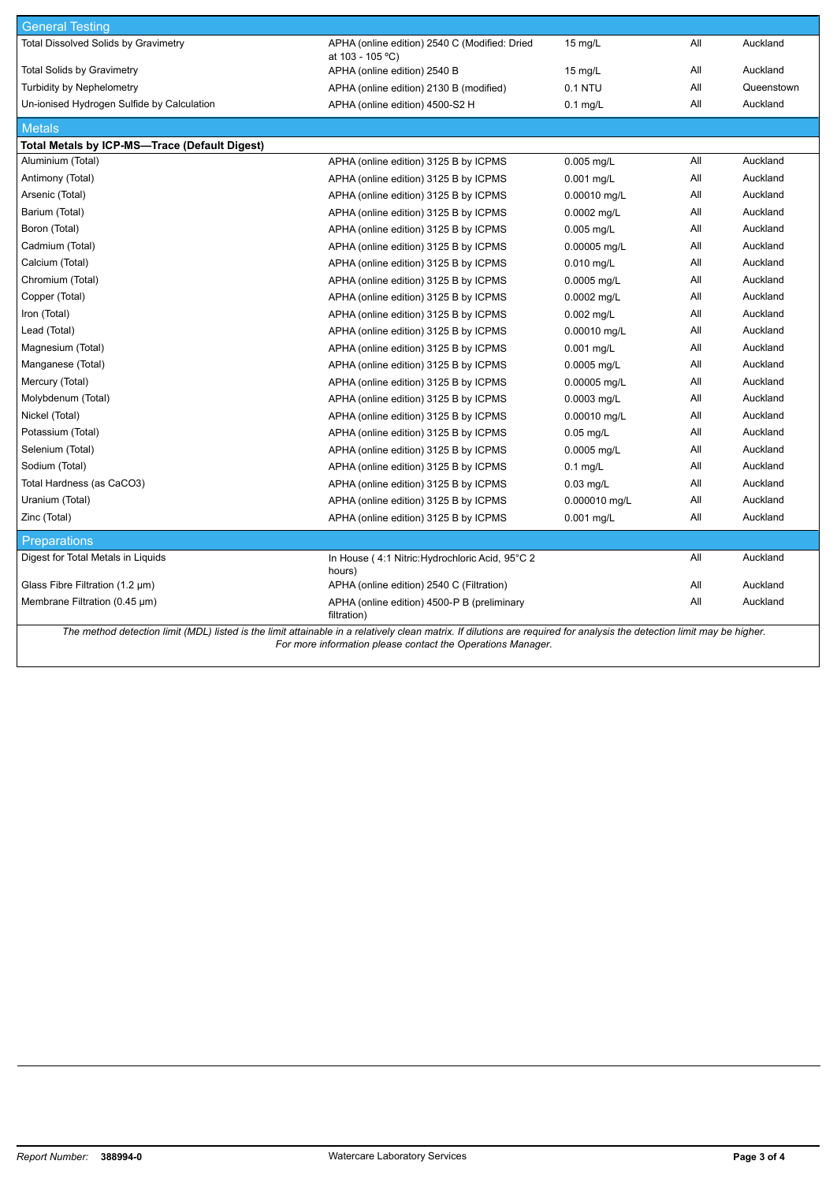| General Testing | | | | |
|---|---|---|---|---|
| Total Dissolved Solids by Gravimetry | APHA (online edition) 2540 C (Modified: Dried at 103 - 105 °C) | 15 mg/L | All | Auckland |
| Total Solids by Gravimetry | APHA (online edition) 2540 B | 15 mg/L | All | Auckland |
| Turbidity by Nephelometry | APHA (online edition) 2130 B (modified) | 0.1 NTU | All | Queenstown |
| Un-ionised Hydrogen Sulfide by Calculation | APHA (online edition) 4500-S2 H | 0.1 mg/L | All | Auckland |
| **Metals** | | | | |
| **Total Metals by ICP-MS—Trace (Default Digest)** | | | | |
| Aluminium (Total) | APHA (online edition) 3125 B by ICPMS | 0.005 mg/L | All | Auckland |
| Antimony (Total) | APHA (online edition) 3125 B by ICPMS | 0.001 mg/L | All | Auckland |
| Arsenic (Total) | APHA (online edition) 3125 B by ICPMS | 0.00010 mg/L | All | Auckland |
| Barium (Total) | APHA (online edition) 3125 B by ICPMS | 0.0002 mg/L | All | Auckland |
| Boron (Total) | APHA (online edition) 3125 B by ICPMS | 0.005 mg/L | All | Auckland |
| Cadmium (Total) | APHA (online edition) 3125 B by ICPMS | 0.00005 mg/L | All | Auckland |
| Calcium (Total) | APHA (online edition) 3125 B by ICPMS | 0.010 mg/L | All | Auckland |
| Chromium (Total) | APHA (online edition) 3125 B by ICPMS | 0.0005 mg/L | All | Auckland |
| Copper (Total) | APHA (online edition) 3125 B by ICPMS | 0.0002 mg/L | All | Auckland |
| Iron (Total) | APHA (online edition) 3125 B by ICPMS | 0.002 mg/L | All | Auckland |
| Lead (Total) | APHA (online edition) 3125 B by ICPMS | 0.00010 mg/L | All | Auckland |
| Magnesium (Total) | APHA (online edition) 3125 B by ICPMS | 0.001 mg/L | All | Auckland |
| Manganese (Total) | APHA (online edition) 3125 B by ICPMS | 0.0005 mg/L | All | Auckland |
| Mercury (Total) | APHA (online edition) 3125 B by ICPMS | 0.00005 mg/L | All | Auckland |
| Molybdenum (Total) | APHA (online edition) 3125 B by ICPMS | 0.0003 mg/L | All | Auckland |
| Nickel (Total) | APHA (online edition) 3125 B by ICPMS | 0.00010 mg/L | All | Auckland |
| Potassium (Total) | APHA (online edition) 3125 B by ICPMS | 0.05 mg/L | All | Auckland |
| Selenium (Total) | APHA (online edition) 3125 B by ICPMS | 0.0005 mg/L | All | Auckland |
| Sodium (Total) | APHA (online edition) 3125 B by ICPMS | 0.1 mg/L | All | Auckland |
| Total Hardness (as CaCO3) | APHA (online edition) 3125 B by ICPMS | 0.03 mg/L | All | Auckland |
| Uranium (Total) | APHA (online edition) 3125 B by ICPMS | 0.000010 mg/L | All | Auckland |
| Zinc (Total) | APHA (online edition) 3125 B by ICPMS | 0.001 mg/L | All | Auckland |
| **Preparations** | | | | |
| Digest for Total Metals in Liquids | In House ( 4:1 Nitric:Hydrochloric Acid, 95°C 2 hours) | | All | Auckland |
| Glass Fibre Filtration (1.2 µm) | APHA (online edition) 2540 C (Filtration) | | All | Auckland |
| Membrane Filtration (0.45 µm) | APHA (online edition) 4500-P B (preliminary filtration) | | All | Auckland |

*The method detection limit (MDL) listed is the limit attainable in a relatively clean matrix. If dilutions are required for analysis the detection limit may be higher. For more information please contact the Operations Manager.*

*Report Number:* **388994-0** Watercare Laboratory Services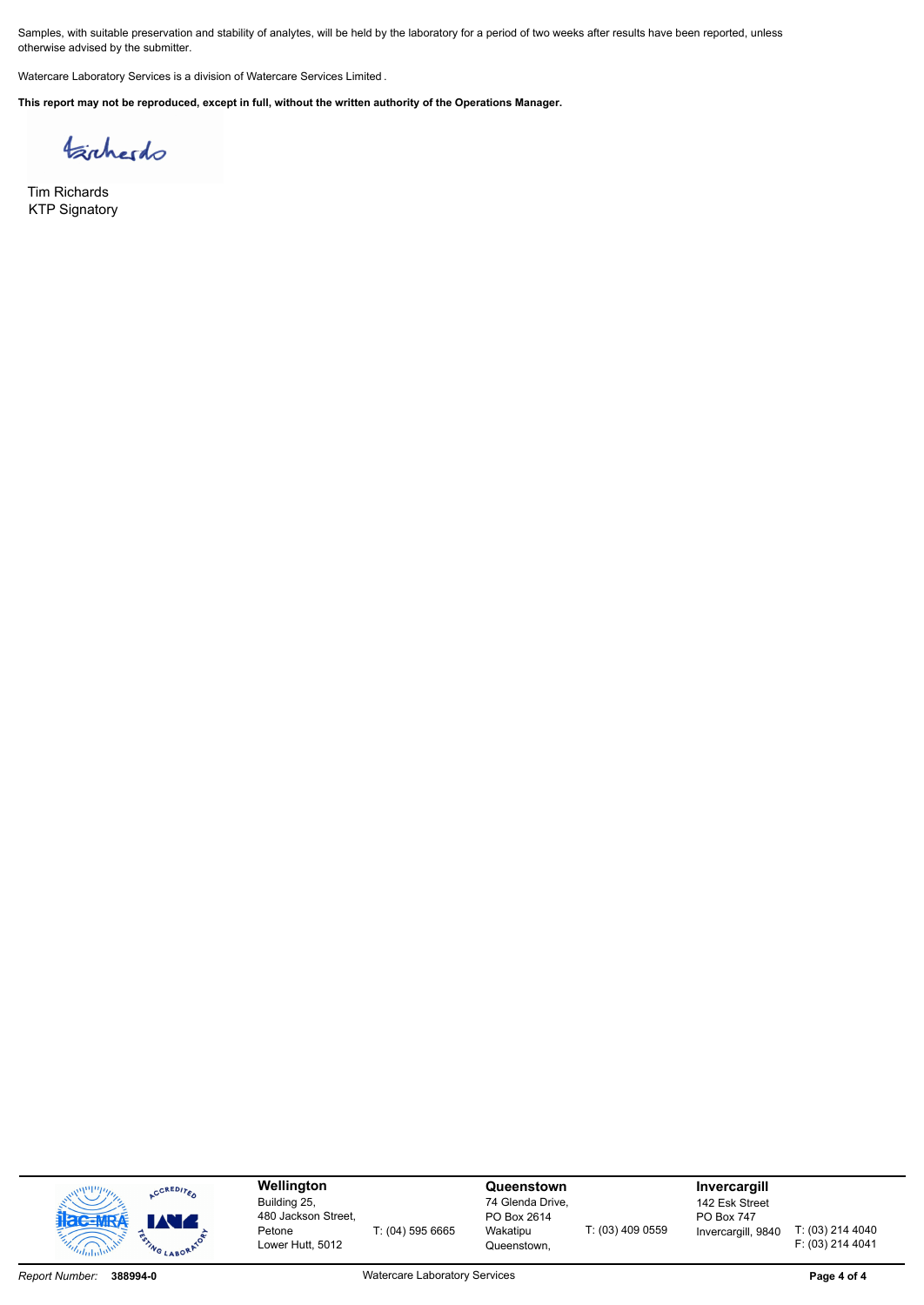Samples, with suitable preservation and stability of analytes, will be held by the laboratory for a period of two weeks after results have been reported, unless otherwise advised by the submitter.

Watercare Laboratory Services is a division of Watercare Services Limited .

**This report may not be reproduced, except in full, without the written authority of the Operations Manager.**

Tim Richards
KTP Signatory

**Wellington**
Building 25,
480 Jackson Street,
Petone
Lower Hutt, 5012
T: (04) 595 6665

**Queenstown**
74 Glenda Drive,
PO Box 2614
Wakatipu
Queenstown,
T: (03) 409 0559

**Invercargill**
142 Esk Street
PO Box 747
Invercargill, 9840
T: (03) 214 4040
F: (03) 214 4041